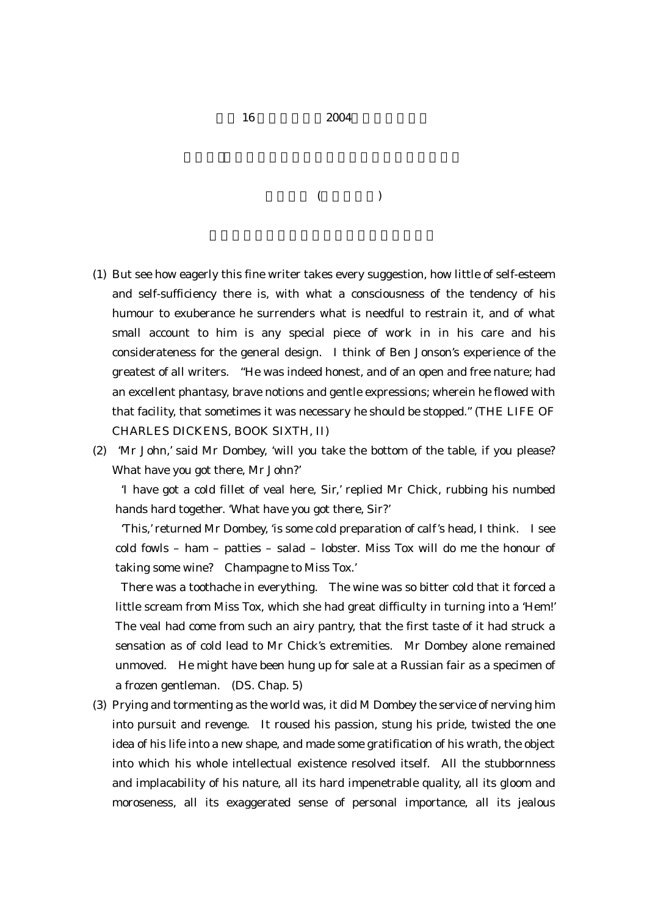16 2004

( )

(1) But see how eagerly this fine writer takes every suggestion, how little of self-esteem and self-sufficiency there is, with what a consciousness of the tendency of his humour to exuberance he surrenders what is needful to restrain it, and of what small account to him is any special piece of work in in his care and his considerateness for the general design. I think of Ben Jonson's experience of the greatest of all writers. "He was indeed honest, and of an open and free nature; had an excellent phantasy, brave notions and gentle expressions; wherein he flowed with that facility, that sometimes it was necessary he should be stopped." (THE LIFE OF CHARLES DICKENS, BOOK SIXTH, II)

(2) 'Mr John,' said Mr Dombey, 'will you take the bottom of the table, if you please? What have you got there, Mr John?'

'I have got a cold fillet of veal here, Sir,' replied Mr Chick, rubbing his numbed hands hard together. 'What have you got there, Sir?'

'This,' returned Mr Dombey, 'is some cold preparation of calf's head, I think. I see cold fowls – ham – patties – salad – lobster. Miss Tox will do me the honour of taking some wine? Champagne to Miss Tox.'

There was a toothache in everything. The wine was so bitter cold that it forced a little scream from Miss Tox, which she had great difficulty in turning into a 'Hem!' The veal had come from such an airy pantry, that the first taste of it had struck a sensation as of cold lead to Mr Chick's extremities. Mr Dombey alone remained unmoved. He might have been hung up for sale at a Russian fair as a specimen of a frozen gentleman. (DS. Chap. 5)

(3) Prying and tormenting as the world was, it did M Dombey the service of nerving him into pursuit and revenge. It roused his passion, stung his pride, twisted the one idea of his life into a new shape, and made some gratification of his wrath, the object into which his whole intellectual existence resolved itself. All the stubbornness and implacability of his nature, all its hard impenetrable quality, all its gloom and moroseness, all its exaggerated sense of personal importance, all its jealous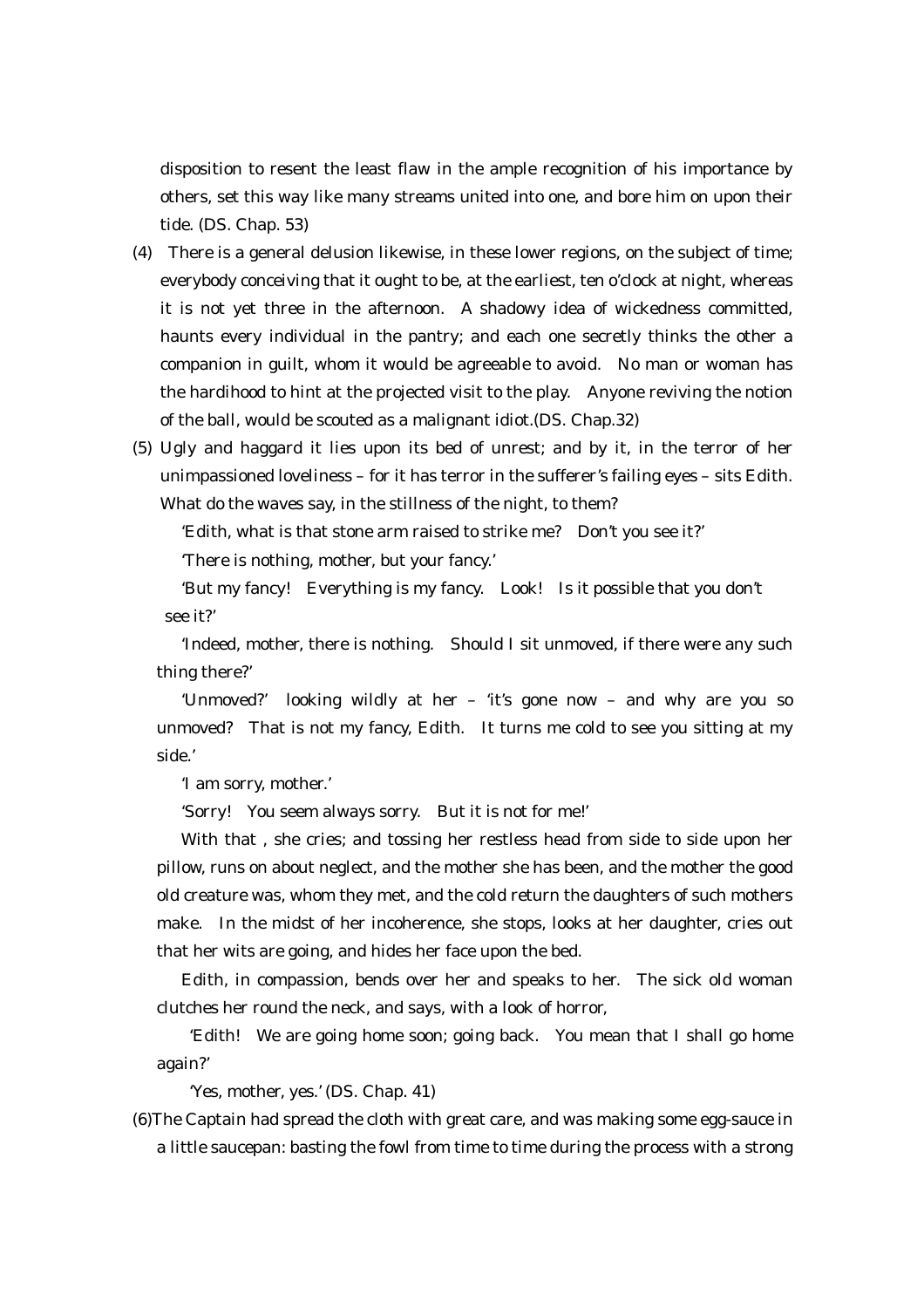disposition to resent the least flaw in the ample recognition of his importance by others, set this way like many streams united into one, and bore him on upon their tide. (DS. Chap. 53)

(4) There is a general delusion likewise, in these lower regions, on the subject of time; everybody conceiving that it ought to be, at the earliest, ten o'clock at night, whereas it is not yet three in the afternoon. A shadowy idea of wickedness committed, haunts every individual in the pantry; and each one secretly thinks the other a companion in guilt, whom it would be agreeable to avoid. No man or woman has the hardihood to hint at the projected visit to the play. Anyone reviving the notion of the ball, would be scouted as a malignant idiot.(DS. Chap.32)

(5) Ugly and haggard it lies upon its bed of unrest; and by it, in the terror of her unimpassioned loveliness – for it has terror in the sufferer's failing eyes – sits Edith. What do the waves say, in the stillness of the night, to them?

'Edith, what is that stone arm raised to strike me? Don't you see it?'

'There is nothing, mother, but your fancy.'

'But my fancy! Everything is my fancy. Look! Is it possible that you don't see it?'

'Indeed, mother, there is nothing. Should I sit unmoved, if there were any such thing there?'

'Unmoved?' looking wildly at her – 'it's gone now – and why are you so unmoved? That is not my fancy, Edith. It turns me cold to see you sitting at my side.'

'I am sorry, mother.'

'Sorry! You seem always sorry. But it is not for me!'

With that , she cries; and tossing her restless head from side to side upon her pillow, runs on about neglect, and the mother she has been, and the mother the good old creature was, whom they met, and the cold return the daughters of such mothers make. In the midst of her incoherence, she stops, looks at her daughter, cries out that her wits are going, and hides her face upon the bed.

Edith, in compassion, bends over her and speaks to her. The sick old woman clutches her round the neck, and says, with a look of horror,

'Edith! We are going home soon; going back. You mean that I shall go home again?'

'Yes, mother, yes.' (DS. Chap. 41)

(6)The Captain had spread the cloth with great care, and was making some egg-sauce in a little saucepan: basting the fowl from time to time during the process with a strong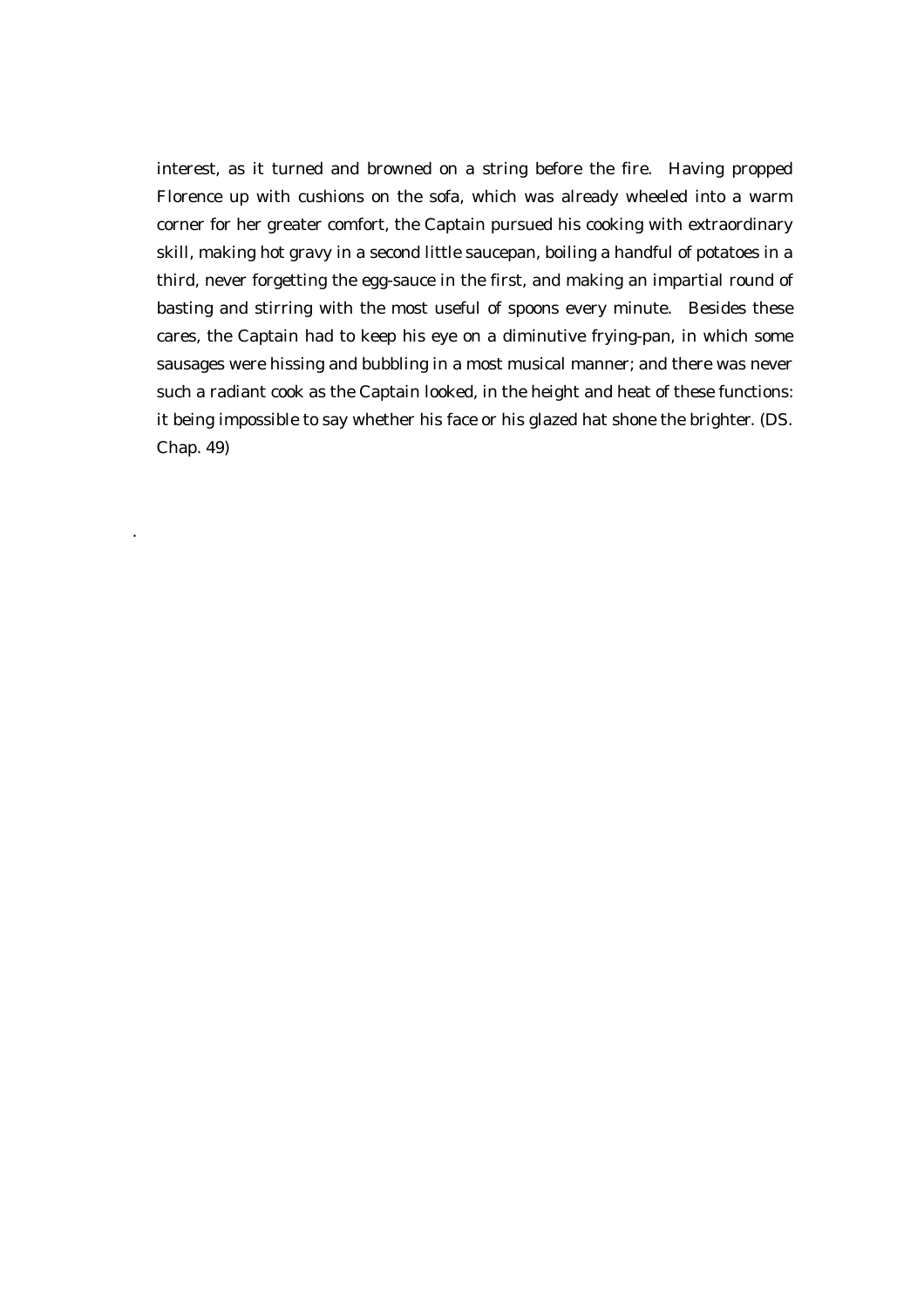interest, as it turned and browned on a string before the fire. Having propped Florence up with cushions on the sofa, which was already wheeled into a warm corner for her greater comfort, the Captain pursued his cooking with extraordinary skill, making hot gravy in a second little saucepan, boiling a handful of potatoes in a third, never forgetting the egg-sauce in the first, and making an impartial round of basting and stirring with the most useful of spoons every minute. Besides these cares, the Captain had to keep his eye on a diminutive frying-pan, in which some sausages were hissing and bubbling in a most musical manner; and there was never such a radiant cook as the Captain looked, in the height and heat of these functions: it being impossible to say whether his face or his glazed hat shone the brighter. (DS. Chap. 49)

.